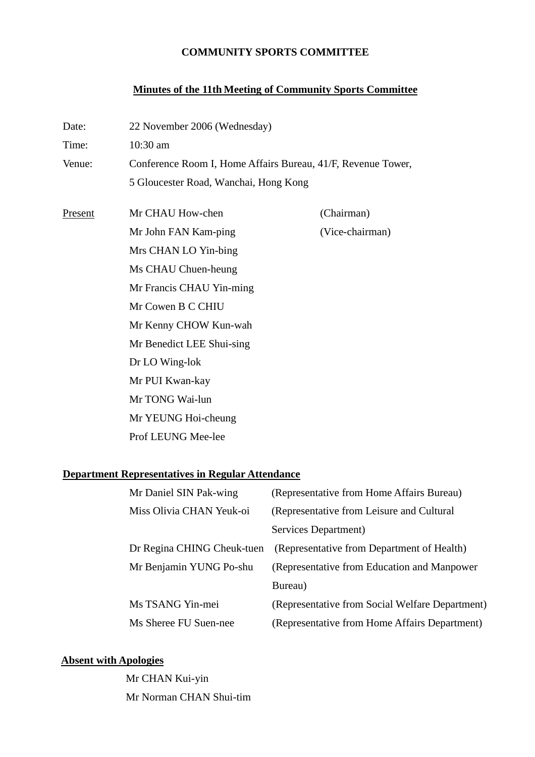# COMMUNITY SPORTS COMMITTEE

## Minutes of the 11th Meeting of Community Sports Committee

| | |
|---|---|
| Date: | 22 November 2006 (Wednesday) |
| Time: | 10:30 am |
| Venue: | Conference Room I, Home Affairs Bureau, 41/F, Revenue Tower, 5 Gloucester Road, Wanchai, Hong Kong |

| Present | | |
|---|---|---|
| | Mr CHAU How-chen | (Chairman) |
| | Mr John FAN Kam-ping | (Vice-chairman) |
| | Mrs CHAN LO Yin-bing | |
| | Ms CHAU Chuen-heung | |
| | Mr Francis CHAU Yin-ming | |
| | Mr Cowen B C CHIU | |
| | Mr Kenny CHOW Kun-wah | |
| | Mr Benedict LEE Shui-sing | |
| | Dr LO Wing-lok | |
| | Mr PUI Kwan-kay | |
| | Mr TONG Wai-lun | |
| | Mr YEUNG Hoi-cheung | |
| | Prof LEUNG Mee-lee | |

**Department Representatives in Regular Attendance**

| | |
|---|---|
| Mr Daniel SIN Pak-wing | (Representative from Home Affairs Bureau) |
| Miss Olivia CHAN Yeuk-oi | (Representative from Leisure and Cultural Services Department) |
| Dr Regina CHING Cheuk-tuen | (Representative from Department of Health) |
| Mr Benjamin YUNG Po-shu | (Representative from Education and Manpower Bureau) |
| Ms TSANG Yin-mei | (Representative from Social Welfare Department) |
| Ms Sheree FU Suen-nee | (Representative from Home Affairs Department) |

**Absent with Apologies**

Mr CHAN Kui-yin

Mr Norman CHAN Shui-tim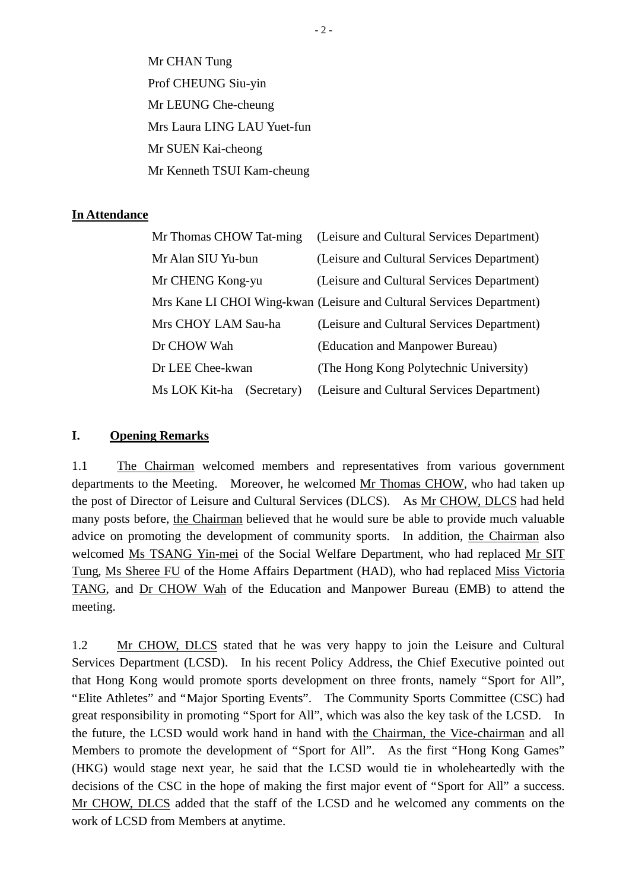Mr CHAN Tung
Prof CHEUNG Siu-yin
Mr LEUNG Che-cheung
Mrs Laura LING LAU Yuet-fun
Mr SUEN Kai-cheong
Mr Kenneth TSUI Kam-cheung

**In Attendance**

| | |
|---|---|
| Mr Thomas CHOW Tat-ming | (Leisure and Cultural Services Department) |
| Mr Alan SIU Yu-bun | (Leisure and Cultural Services Department) |
| Mr CHENG Kong-yu | (Leisure and Cultural Services Department) |
| Mrs Kane LI CHOI Wing-kwan | (Leisure and Cultural Services Department) |
| Mrs CHOY LAM Sau-ha | (Leisure and Cultural Services Department) |
| Dr CHOW Wah | (Education and Manpower Bureau) |
| Dr LEE Chee-kwan | (The Hong Kong Polytechnic University) |
| Ms LOK Kit-ha (Secretary) | (Leisure and Cultural Services Department) |

## I. Opening Remarks

1.1 The Chairman welcomed members and representatives from various government departments to the Meeting. Moreover, he welcomed Mr Thomas CHOW, who had taken up the post of Director of Leisure and Cultural Services (DLCS). As Mr CHOW, DLCS had held many posts before, the Chairman believed that he would sure be able to provide much valuable advice on promoting the development of community sports. In addition, the Chairman also welcomed Ms TSANG Yin-mei of the Social Welfare Department, who had replaced Mr SIT Tung, Ms Sheree FU of the Home Affairs Department (HAD), who had replaced Miss Victoria TANG, and Dr CHOW Wah of the Education and Manpower Bureau (EMB) to attend the meeting.

1.2 Mr CHOW, DLCS stated that he was very happy to join the Leisure and Cultural Services Department (LCSD). In his recent Policy Address, the Chief Executive pointed out that Hong Kong would promote sports development on three fronts, namely "Sport for All", "Elite Athletes" and "Major Sporting Events". The Community Sports Committee (CSC) had great responsibility in promoting "Sport for All", which was also the key task of the LCSD. In the future, the LCSD would work hand in hand with the Chairman, the Vice-chairman and all Members to promote the development of "Sport for All". As the first "Hong Kong Games" (HKG) would stage next year, he said that the LCSD would tie in wholeheartedly with the decisions of the CSC in the hope of making the first major event of "Sport for All" a success. Mr CHOW, DLCS added that the staff of the LCSD and he welcomed any comments on the work of LCSD from Members at anytime.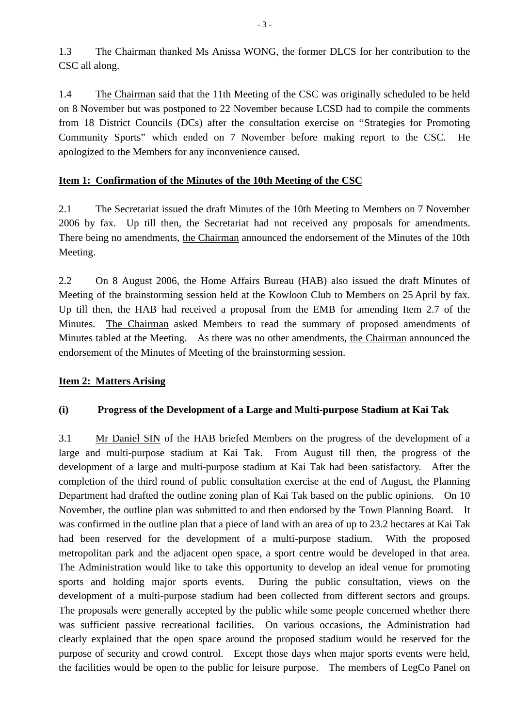1.3 The Chairman thanked Ms Anissa WONG, the former DLCS for her contribution to the CSC all along.

1.4 The Chairman said that the 11th Meeting of the CSC was originally scheduled to be held on 8 November but was postponed to 22 November because LCSD had to compile the comments from 18 District Councils (DCs) after the consultation exercise on "Strategies for Promoting Community Sports" which ended on 7 November before making report to the CSC. He apologized to the Members for any inconvenience caused.

**Item 1: Confirmation of the Minutes of the 10th Meeting of the CSC**

2.1 The Secretariat issued the draft Minutes of the 10th Meeting to Members on 7 November 2006 by fax. Up till then, the Secretariat had not received any proposals for amendments. There being no amendments, the Chairman announced the endorsement of the Minutes of the 10th Meeting.

2.2 On 8 August 2006, the Home Affairs Bureau (HAB) also issued the draft Minutes of Meeting of the brainstorming session held at the Kowloon Club to Members on 25 April by fax. Up till then, the HAB had received a proposal from the EMB for amending Item 2.7 of the Minutes. The Chairman asked Members to read the summary of proposed amendments of Minutes tabled at the Meeting. As there was no other amendments, the Chairman announced the endorsement of the Minutes of Meeting of the brainstorming session.

**Item 2: Matters Arising**

**(i) Progress of the Development of a Large and Multi-purpose Stadium at Kai Tak**

3.1 Mr Daniel SIN of the HAB briefed Members on the progress of the development of a large and multi-purpose stadium at Kai Tak. From August till then, the progress of the development of a large and multi-purpose stadium at Kai Tak had been satisfactory. After the completion of the third round of public consultation exercise at the end of August, the Planning Department had drafted the outline zoning plan of Kai Tak based on the public opinions. On 10 November, the outline plan was submitted to and then endorsed by the Town Planning Board. It was confirmed in the outline plan that a piece of land with an area of up to 23.2 hectares at Kai Tak had been reserved for the development of a multi-purpose stadium. With the proposed metropolitan park and the adjacent open space, a sport centre would be developed in that area. The Administration would like to take this opportunity to develop an ideal venue for promoting sports and holding major sports events. During the public consultation, views on the development of a multi-purpose stadium had been collected from different sectors and groups. The proposals were generally accepted by the public while some people concerned whether there was sufficient passive recreational facilities. On various occasions, the Administration had clearly explained that the open space around the proposed stadium would be reserved for the purpose of security and crowd control. Except those days when major sports events were held, the facilities would be open to the public for leisure purpose. The members of LegCo Panel on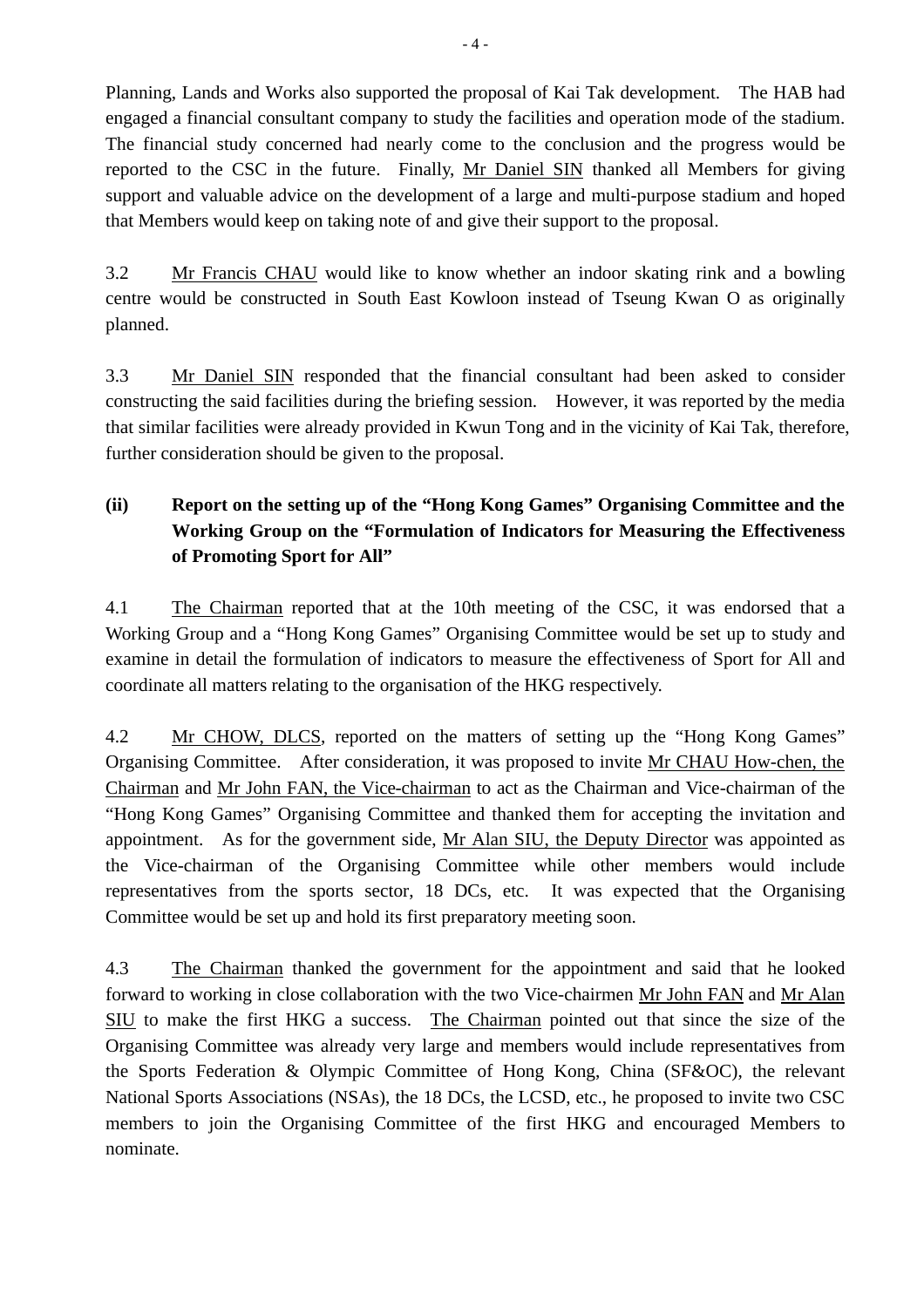Planning, Lands and Works also supported the proposal of Kai Tak development. The HAB had engaged a financial consultant company to study the facilities and operation mode of the stadium. The financial study concerned had nearly come to the conclusion and the progress would be reported to the CSC in the future. Finally, Mr Daniel SIN thanked all Members for giving support and valuable advice on the development of a large and multi-purpose stadium and hoped that Members would keep on taking note of and give their support to the proposal.

3.2 Mr Francis CHAU would like to know whether an indoor skating rink and a bowling centre would be constructed in South East Kowloon instead of Tseung Kwan O as originally planned.

3.3 Mr Daniel SIN responded that the financial consultant had been asked to consider constructing the said facilities during the briefing session. However, it was reported by the media that similar facilities were already provided in Kwun Tong and in the vicinity of Kai Tak, therefore, further consideration should be given to the proposal.

**(ii) Report on the setting up of the "Hong Kong Games" Organising Committee and the Working Group on the "Formulation of Indicators for Measuring the Effectiveness of Promoting Sport for All"**

4.1 The Chairman reported that at the 10th meeting of the CSC, it was endorsed that a Working Group and a "Hong Kong Games" Organising Committee would be set up to study and examine in detail the formulation of indicators to measure the effectiveness of Sport for All and coordinate all matters relating to the organisation of the HKG respectively.

4.2 Mr CHOW, DLCS, reported on the matters of setting up the "Hong Kong Games" Organising Committee. After consideration, it was proposed to invite Mr CHAU How-chen, the Chairman and Mr John FAN, the Vice-chairman to act as the Chairman and Vice-chairman of the "Hong Kong Games" Organising Committee and thanked them for accepting the invitation and appointment. As for the government side, Mr Alan SIU, the Deputy Director was appointed as the Vice-chairman of the Organising Committee while other members would include representatives from the sports sector, 18 DCs, etc. It was expected that the Organising Committee would be set up and hold its first preparatory meeting soon.

4.3 The Chairman thanked the government for the appointment and said that he looked forward to working in close collaboration with the two Vice-chairmen Mr John FAN and Mr Alan SIU to make the first HKG a success. The Chairman pointed out that since the size of the Organising Committee was already very large and members would include representatives from the Sports Federation & Olympic Committee of Hong Kong, China (SF&OC), the relevant National Sports Associations (NSAs), the 18 DCs, the LCSD, etc., he proposed to invite two CSC members to join the Organising Committee of the first HKG and encouraged Members to nominate.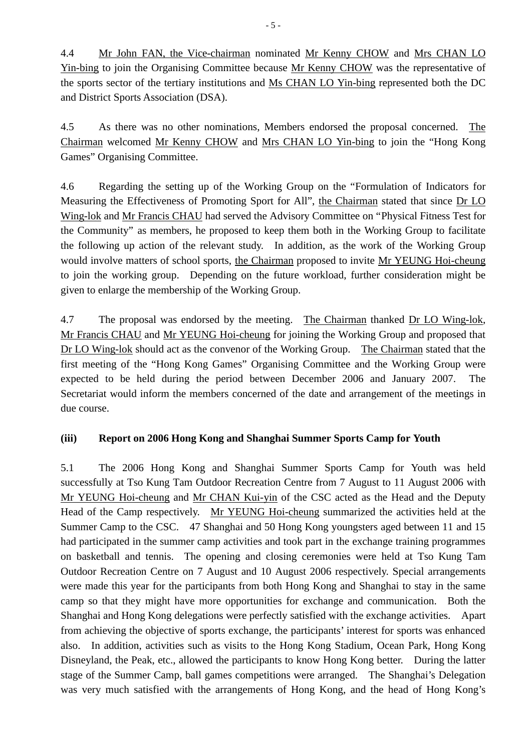4.4 Mr John FAN, the Vice-chairman nominated Mr Kenny CHOW and Mrs CHAN LO Yin-bing to join the Organising Committee because Mr Kenny CHOW was the representative of the sports sector of the tertiary institutions and Ms CHAN LO Yin-bing represented both the DC and District Sports Association (DSA).

4.5 As there was no other nominations, Members endorsed the proposal concerned. The Chairman welcomed Mr Kenny CHOW and Mrs CHAN LO Yin-bing to join the "Hong Kong Games" Organising Committee.

4.6 Regarding the setting up of the Working Group on the "Formulation of Indicators for Measuring the Effectiveness of Promoting Sport for All", the Chairman stated that since Dr LO Wing-lok and Mr Francis CHAU had served the Advisory Committee on "Physical Fitness Test for the Community" as members, he proposed to keep them both in the Working Group to facilitate the following up action of the relevant study. In addition, as the work of the Working Group would involve matters of school sports, the Chairman proposed to invite Mr YEUNG Hoi-cheung to join the working group. Depending on the future workload, further consideration might be given to enlarge the membership of the Working Group.

4.7 The proposal was endorsed by the meeting. The Chairman thanked Dr LO Wing-lok, Mr Francis CHAU and Mr YEUNG Hoi-cheung for joining the Working Group and proposed that Dr LO Wing-lok should act as the convenor of the Working Group. The Chairman stated that the first meeting of the "Hong Kong Games" Organising Committee and the Working Group were expected to be held during the period between December 2006 and January 2007. The Secretariat would inform the members concerned of the date and arrangement of the meetings in due course.

**(iii) Report on 2006 Hong Kong and Shanghai Summer Sports Camp for Youth**

5.1 The 2006 Hong Kong and Shanghai Summer Sports Camp for Youth was held successfully at Tso Kung Tam Outdoor Recreation Centre from 7 August to 11 August 2006 with Mr YEUNG Hoi-cheung and Mr CHAN Kui-yin of the CSC acted as the Head and the Deputy Head of the Camp respectively. Mr YEUNG Hoi-cheung summarized the activities held at the Summer Camp to the CSC. 47 Shanghai and 50 Hong Kong youngsters aged between 11 and 15 had participated in the summer camp activities and took part in the exchange training programmes on basketball and tennis. The opening and closing ceremonies were held at Tso Kung Tam Outdoor Recreation Centre on 7 August and 10 August 2006 respectively. Special arrangements were made this year for the participants from both Hong Kong and Shanghai to stay in the same camp so that they might have more opportunities for exchange and communication. Both the Shanghai and Hong Kong delegations were perfectly satisfied with the exchange activities. Apart from achieving the objective of sports exchange, the participants' interest for sports was enhanced also. In addition, activities such as visits to the Hong Kong Stadium, Ocean Park, Hong Kong Disneyland, the Peak, etc., allowed the participants to know Hong Kong better. During the latter stage of the Summer Camp, ball games competitions were arranged. The Shanghai's Delegation was very much satisfied with the arrangements of Hong Kong, and the head of Hong Kong's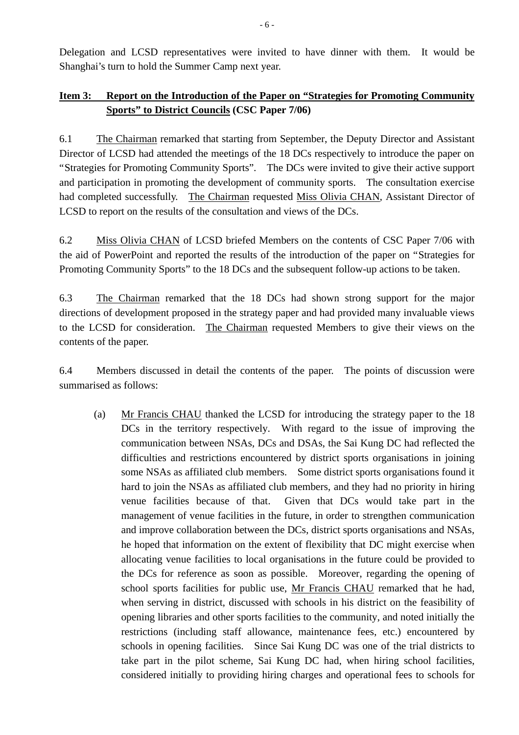Delegation and LCSD representatives were invited to have dinner with them. It would be Shanghai's turn to hold the Summer Camp next year.

**Item 3: Report on the Introduction of the Paper on "Strategies for Promoting Community Sports" to District Councils (CSC Paper 7/06)**

6.1 The Chairman remarked that starting from September, the Deputy Director and Assistant Director of LCSD had attended the meetings of the 18 DCs respectively to introduce the paper on "Strategies for Promoting Community Sports". The DCs were invited to give their active support and participation in promoting the development of community sports. The consultation exercise had completed successfully. The Chairman requested Miss Olivia CHAN, Assistant Director of LCSD to report on the results of the consultation and views of the DCs.

6.2 Miss Olivia CHAN of LCSD briefed Members on the contents of CSC Paper 7/06 with the aid of PowerPoint and reported the results of the introduction of the paper on "Strategies for Promoting Community Sports" to the 18 DCs and the subsequent follow-up actions to be taken.

6.3 The Chairman remarked that the 18 DCs had shown strong support for the major directions of development proposed in the strategy paper and had provided many invaluable views to the LCSD for consideration. The Chairman requested Members to give their views on the contents of the paper.

6.4 Members discussed in detail the contents of the paper. The points of discussion were summarised as follows:

(a) Mr Francis CHAU thanked the LCSD for introducing the strategy paper to the 18 DCs in the territory respectively. With regard to the issue of improving the communication between NSAs, DCs and DSAs, the Sai Kung DC had reflected the difficulties and restrictions encountered by district sports organisations in joining some NSAs as affiliated club members. Some district sports organisations found it hard to join the NSAs as affiliated club members, and they had no priority in hiring venue facilities because of that. Given that DCs would take part in the management of venue facilities in the future, in order to strengthen communication and improve collaboration between the DCs, district sports organisations and NSAs, he hoped that information on the extent of flexibility that DC might exercise when allocating venue facilities to local organisations in the future could be provided to the DCs for reference as soon as possible. Moreover, regarding the opening of school sports facilities for public use, Mr Francis CHAU remarked that he had, when serving in district, discussed with schools in his district on the feasibility of opening libraries and other sports facilities to the community, and noted initially the restrictions (including staff allowance, maintenance fees, etc.) encountered by schools in opening facilities. Since Sai Kung DC was one of the trial districts to take part in the pilot scheme, Sai Kung DC had, when hiring school facilities, considered initially to providing hiring charges and operational fees to schools for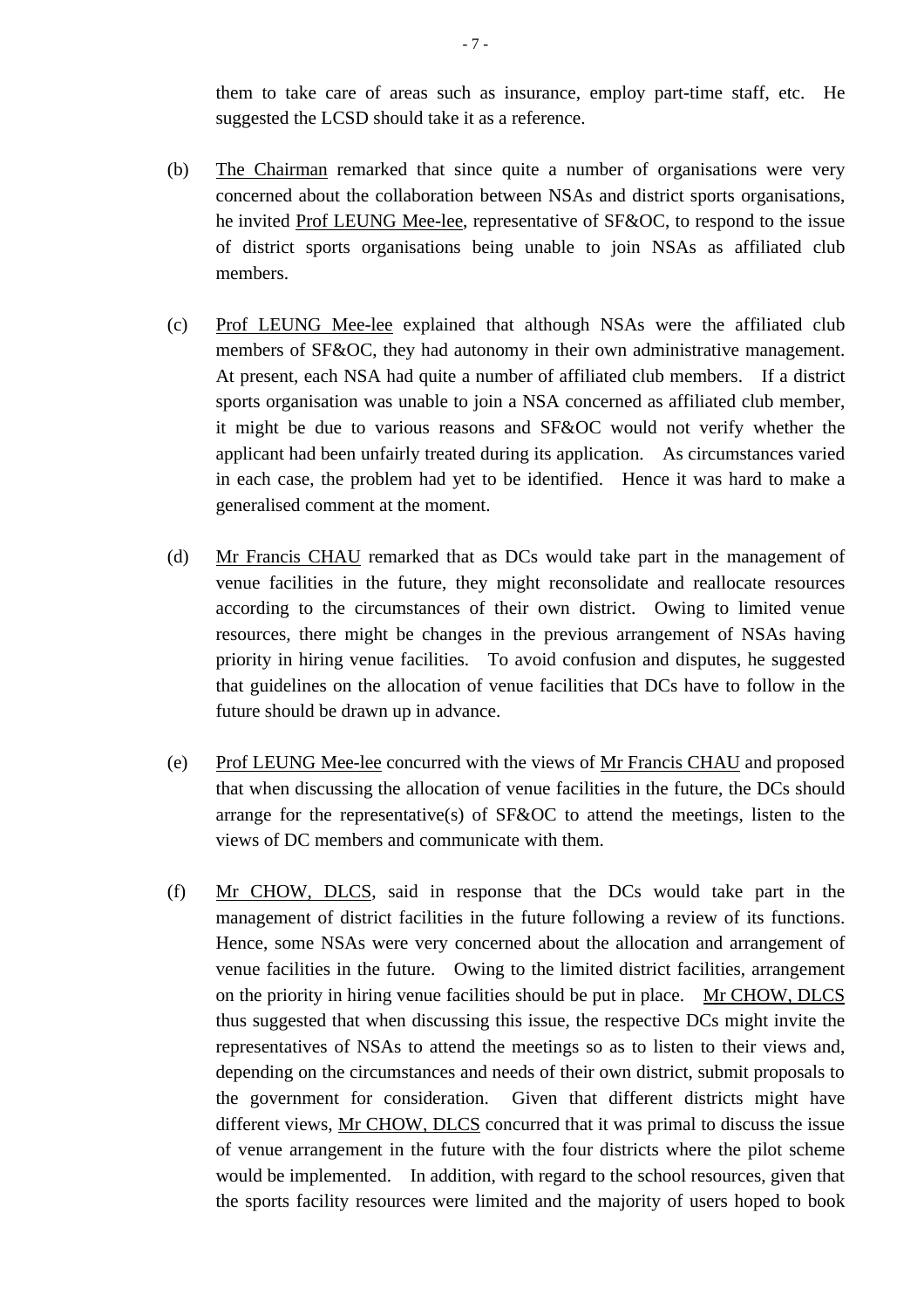them to take care of areas such as insurance, employ part-time staff, etc. He suggested the LCSD should take it as a reference.

(b) The Chairman remarked that since quite a number of organisations were very concerned about the collaboration between NSAs and district sports organisations, he invited Prof LEUNG Mee-lee, representative of SF&OC, to respond to the issue of district sports organisations being unable to join NSAs as affiliated club members.

(c) Prof LEUNG Mee-lee explained that although NSAs were the affiliated club members of SF&OC, they had autonomy in their own administrative management. At present, each NSA had quite a number of affiliated club members. If a district sports organisation was unable to join a NSA concerned as affiliated club member, it might be due to various reasons and SF&OC would not verify whether the applicant had been unfairly treated during its application. As circumstances varied in each case, the problem had yet to be identified. Hence it was hard to make a generalised comment at the moment.

(d) Mr Francis CHAU remarked that as DCs would take part in the management of venue facilities in the future, they might reconsolidate and reallocate resources according to the circumstances of their own district. Owing to limited venue resources, there might be changes in the previous arrangement of NSAs having priority in hiring venue facilities. To avoid confusion and disputes, he suggested that guidelines on the allocation of venue facilities that DCs have to follow in the future should be drawn up in advance.

(e) Prof LEUNG Mee-lee concurred with the views of Mr Francis CHAU and proposed that when discussing the allocation of venue facilities in the future, the DCs should arrange for the representative(s) of SF&OC to attend the meetings, listen to the views of DC members and communicate with them.

(f) Mr CHOW, DLCS, said in response that the DCs would take part in the management of district facilities in the future following a review of its functions. Hence, some NSAs were very concerned about the allocation and arrangement of venue facilities in the future. Owing to the limited district facilities, arrangement on the priority in hiring venue facilities should be put in place. Mr CHOW, DLCS thus suggested that when discussing this issue, the respective DCs might invite the representatives of NSAs to attend the meetings so as to listen to their views and, depending on the circumstances and needs of their own district, submit proposals to the government for consideration. Given that different districts might have different views, Mr CHOW, DLCS concurred that it was primal to discuss the issue of venue arrangement in the future with the four districts where the pilot scheme would be implemented. In addition, with regard to the school resources, given that the sports facility resources were limited and the majority of users hoped to book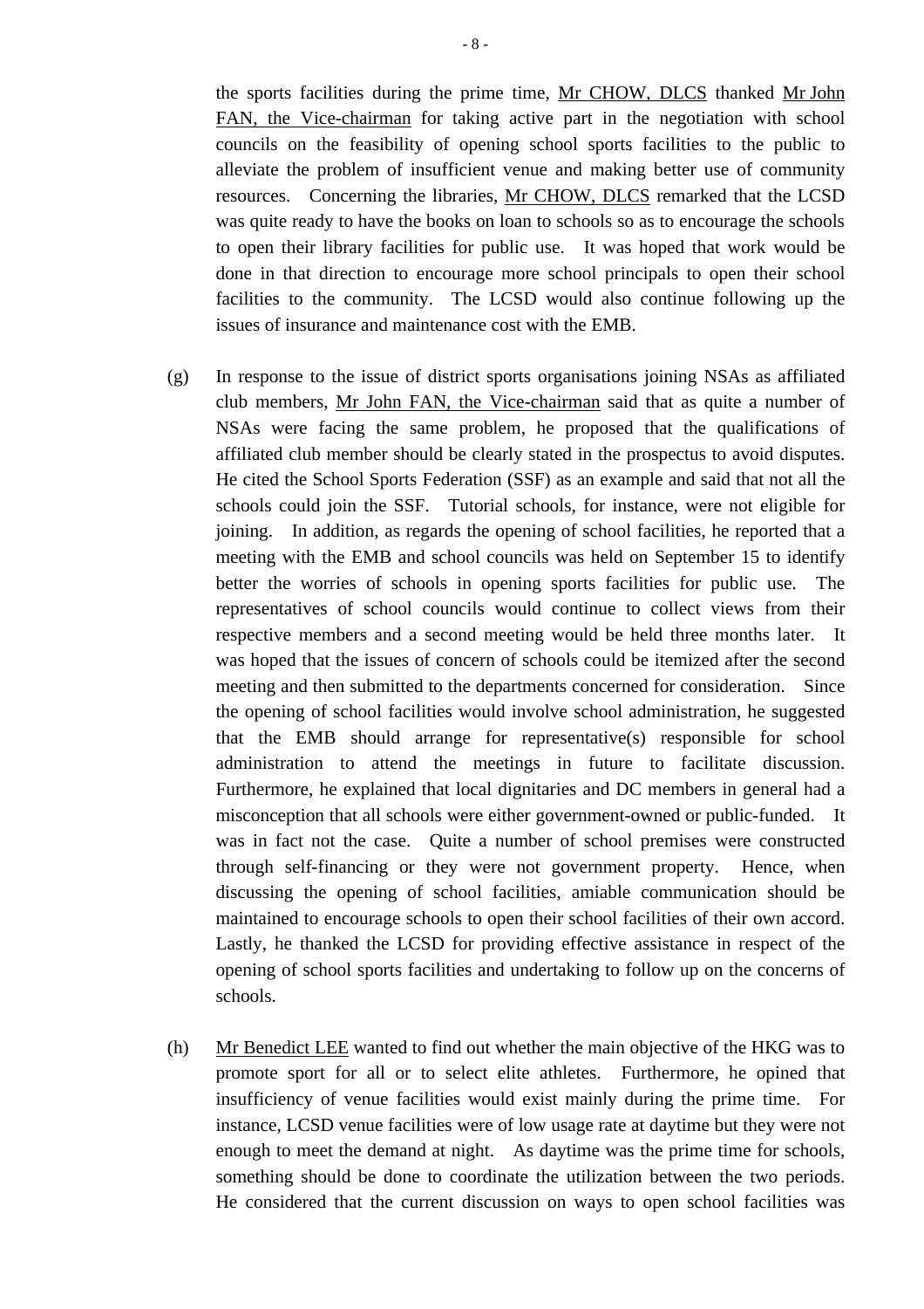the sports facilities during the prime time, Mr CHOW, DLCS thanked Mr John FAN, the Vice-chairman for taking active part in the negotiation with school councils on the feasibility of opening school sports facilities to the public to alleviate the problem of insufficient venue and making better use of community resources. Concerning the libraries, Mr CHOW, DLCS remarked that the LCSD was quite ready to have the books on loan to schools so as to encourage the schools to open their library facilities for public use. It was hoped that work would be done in that direction to encourage more school principals to open their school facilities to the community. The LCSD would also continue following up the issues of insurance and maintenance cost with the EMB.

(g) In response to the issue of district sports organisations joining NSAs as affiliated club members, Mr John FAN, the Vice-chairman said that as quite a number of NSAs were facing the same problem, he proposed that the qualifications of affiliated club member should be clearly stated in the prospectus to avoid disputes. He cited the School Sports Federation (SSF) as an example and said that not all the schools could join the SSF. Tutorial schools, for instance, were not eligible for joining. In addition, as regards the opening of school facilities, he reported that a meeting with the EMB and school councils was held on September 15 to identify better the worries of schools in opening sports facilities for public use. The representatives of school councils would continue to collect views from their respective members and a second meeting would be held three months later. It was hoped that the issues of concern of schools could be itemized after the second meeting and then submitted to the departments concerned for consideration. Since the opening of school facilities would involve school administration, he suggested that the EMB should arrange for representative(s) responsible for school administration to attend the meetings in future to facilitate discussion. Furthermore, he explained that local dignitaries and DC members in general had a misconception that all schools were either government-owned or public-funded. It was in fact not the case. Quite a number of school premises were constructed through self-financing or they were not government property. Hence, when discussing the opening of school facilities, amiable communication should be maintained to encourage schools to open their school facilities of their own accord. Lastly, he thanked the LCSD for providing effective assistance in respect of the opening of school sports facilities and undertaking to follow up on the concerns of schools.

(h) Mr Benedict LEE wanted to find out whether the main objective of the HKG was to promote sport for all or to select elite athletes. Furthermore, he opined that insufficiency of venue facilities would exist mainly during the prime time. For instance, LCSD venue facilities were of low usage rate at daytime but they were not enough to meet the demand at night. As daytime was the prime time for schools, something should be done to coordinate the utilization between the two periods. He considered that the current discussion on ways to open school facilities was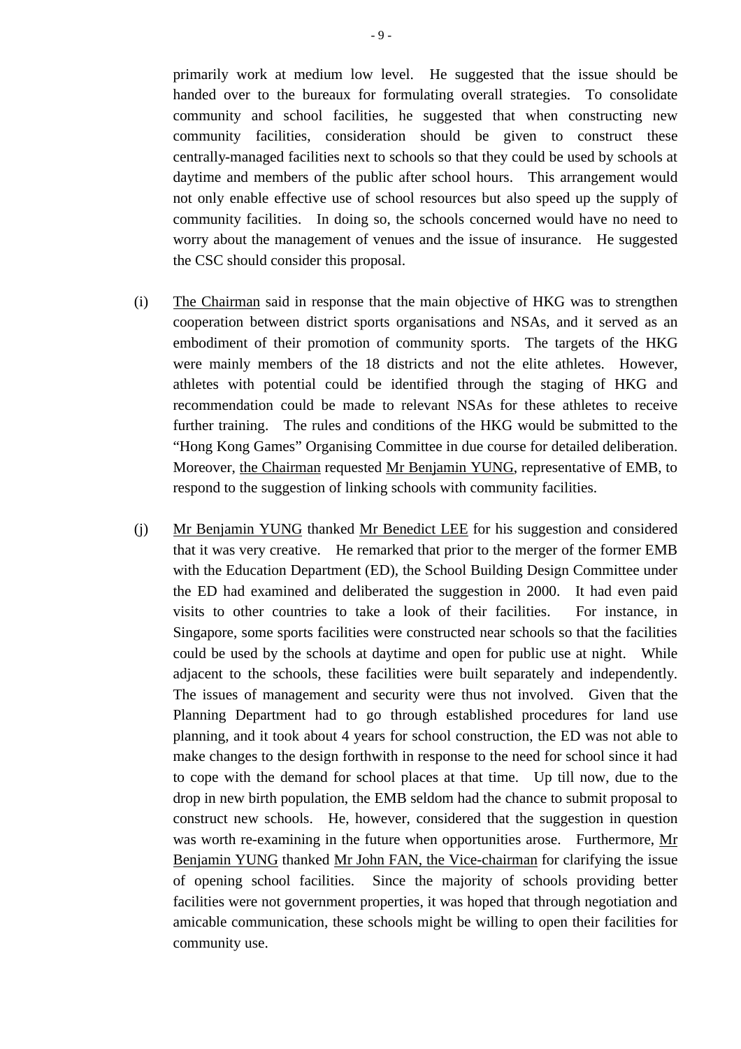primarily work at medium low level. He suggested that the issue should be handed over to the bureaux for formulating overall strategies. To consolidate community and school facilities, he suggested that when constructing new community facilities, consideration should be given to construct these centrally-managed facilities next to schools so that they could be used by schools at daytime and members of the public after school hours. This arrangement would not only enable effective use of school resources but also speed up the supply of community facilities. In doing so, the schools concerned would have no need to worry about the management of venues and the issue of insurance. He suggested the CSC should consider this proposal.

(i) The Chairman said in response that the main objective of HKG was to strengthen cooperation between district sports organisations and NSAs, and it served as an embodiment of their promotion of community sports. The targets of the HKG were mainly members of the 18 districts and not the elite athletes. However, athletes with potential could be identified through the staging of HKG and recommendation could be made to relevant NSAs for these athletes to receive further training. The rules and conditions of the HKG would be submitted to the "Hong Kong Games" Organising Committee in due course for detailed deliberation. Moreover, the Chairman requested Mr Benjamin YUNG, representative of EMB, to respond to the suggestion of linking schools with community facilities.

(j) Mr Benjamin YUNG thanked Mr Benedict LEE for his suggestion and considered that it was very creative. He remarked that prior to the merger of the former EMB with the Education Department (ED), the School Building Design Committee under the ED had examined and deliberated the suggestion in 2000. It had even paid visits to other countries to take a look of their facilities. For instance, in Singapore, some sports facilities were constructed near schools so that the facilities could be used by the schools at daytime and open for public use at night. While adjacent to the schools, these facilities were built separately and independently. The issues of management and security were thus not involved. Given that the Planning Department had to go through established procedures for land use planning, and it took about 4 years for school construction, the ED was not able to make changes to the design forthwith in response to the need for school since it had to cope with the demand for school places at that time. Up till now, due to the drop in new birth population, the EMB seldom had the chance to submit proposal to construct new schools. He, however, considered that the suggestion in question was worth re-examining in the future when opportunities arose. Furthermore, Mr Benjamin YUNG thanked Mr John FAN, the Vice-chairman for clarifying the issue of opening school facilities. Since the majority of schools providing better facilities were not government properties, it was hoped that through negotiation and amicable communication, these schools might be willing to open their facilities for community use.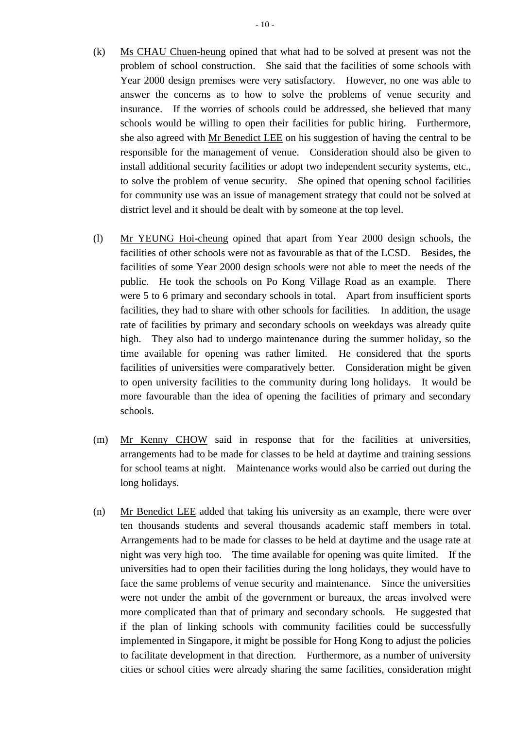(k) Ms CHAU Chuen-heung opined that what had to be solved at present was not the problem of school construction. She said that the facilities of some schools with Year 2000 design premises were very satisfactory. However, no one was able to answer the concerns as to how to solve the problems of venue security and insurance. If the worries of schools could be addressed, she believed that many schools would be willing to open their facilities for public hiring. Furthermore, she also agreed with Mr Benedict LEE on his suggestion of having the central to be responsible for the management of venue. Consideration should also be given to install additional security facilities or adopt two independent security systems, etc., to solve the problem of venue security. She opined that opening school facilities for community use was an issue of management strategy that could not be solved at district level and it should be dealt with by someone at the top level.

(l) Mr YEUNG Hoi-cheung opined that apart from Year 2000 design schools, the facilities of other schools were not as favourable as that of the LCSD. Besides, the facilities of some Year 2000 design schools were not able to meet the needs of the public. He took the schools on Po Kong Village Road as an example. There were 5 to 6 primary and secondary schools in total. Apart from insufficient sports facilities, they had to share with other schools for facilities. In addition, the usage rate of facilities by primary and secondary schools on weekdays was already quite high. They also had to undergo maintenance during the summer holiday, so the time available for opening was rather limited. He considered that the sports facilities of universities were comparatively better. Consideration might be given to open university facilities to the community during long holidays. It would be more favourable than the idea of opening the facilities of primary and secondary schools.

(m) Mr Kenny CHOW said in response that for the facilities at universities, arrangements had to be made for classes to be held at daytime and training sessions for school teams at night. Maintenance works would also be carried out during the long holidays.

(n) Mr Benedict LEE added that taking his university as an example, there were over ten thousands students and several thousands academic staff members in total. Arrangements had to be made for classes to be held at daytime and the usage rate at night was very high too. The time available for opening was quite limited. If the universities had to open their facilities during the long holidays, they would have to face the same problems of venue security and maintenance. Since the universities were not under the ambit of the government or bureaux, the areas involved were more complicated than that of primary and secondary schools. He suggested that if the plan of linking schools with community facilities could be successfully implemented in Singapore, it might be possible for Hong Kong to adjust the policies to facilitate development in that direction. Furthermore, as a number of university cities or school cities were already sharing the same facilities, consideration might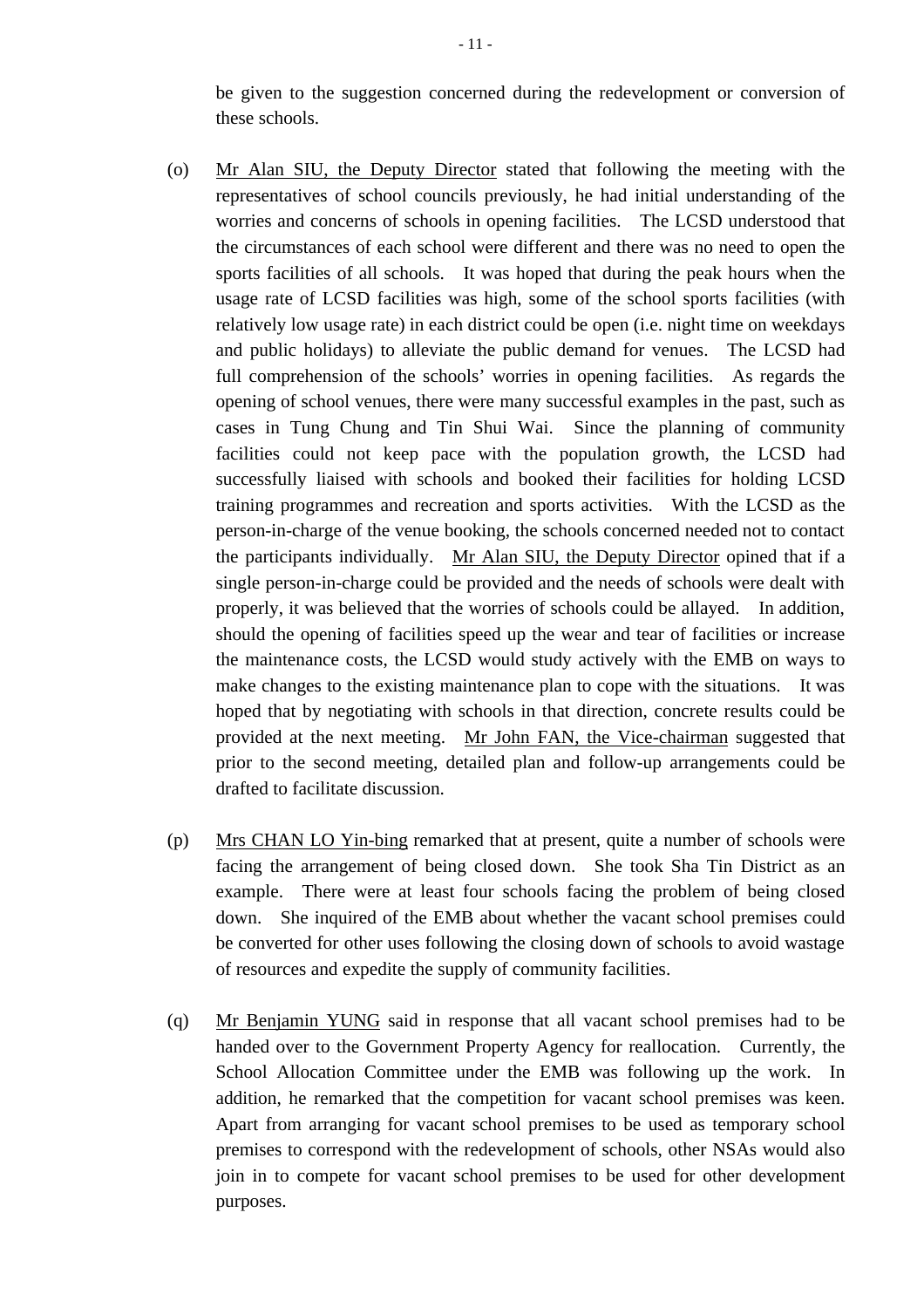be given to the suggestion concerned during the redevelopment or conversion of these schools.

(o) Mr Alan SIU, the Deputy Director stated that following the meeting with the representatives of school councils previously, he had initial understanding of the worries and concerns of schools in opening facilities. The LCSD understood that the circumstances of each school were different and there was no need to open the sports facilities of all schools. It was hoped that during the peak hours when the usage rate of LCSD facilities was high, some of the school sports facilities (with relatively low usage rate) in each district could be open (i.e. night time on weekdays and public holidays) to alleviate the public demand for venues. The LCSD had full comprehension of the schools' worries in opening facilities. As regards the opening of school venues, there were many successful examples in the past, such as cases in Tung Chung and Tin Shui Wai. Since the planning of community facilities could not keep pace with the population growth, the LCSD had successfully liaised with schools and booked their facilities for holding LCSD training programmes and recreation and sports activities. With the LCSD as the person-in-charge of the venue booking, the schools concerned needed not to contact the participants individually. Mr Alan SIU, the Deputy Director opined that if a single person-in-charge could be provided and the needs of schools were dealt with properly, it was believed that the worries of schools could be allayed. In addition, should the opening of facilities speed up the wear and tear of facilities or increase the maintenance costs, the LCSD would study actively with the EMB on ways to make changes to the existing maintenance plan to cope with the situations. It was hoped that by negotiating with schools in that direction, concrete results could be provided at the next meeting. Mr John FAN, the Vice-chairman suggested that prior to the second meeting, detailed plan and follow-up arrangements could be drafted to facilitate discussion.

(p) Mrs CHAN LO Yin-bing remarked that at present, quite a number of schools were facing the arrangement of being closed down. She took Sha Tin District as an example. There were at least four schools facing the problem of being closed down. She inquired of the EMB about whether the vacant school premises could be converted for other uses following the closing down of schools to avoid wastage of resources and expedite the supply of community facilities.

(q) Mr Benjamin YUNG said in response that all vacant school premises had to be handed over to the Government Property Agency for reallocation. Currently, the School Allocation Committee under the EMB was following up the work. In addition, he remarked that the competition for vacant school premises was keen. Apart from arranging for vacant school premises to be used as temporary school premises to correspond with the redevelopment of schools, other NSAs would also join in to compete for vacant school premises to be used for other development purposes.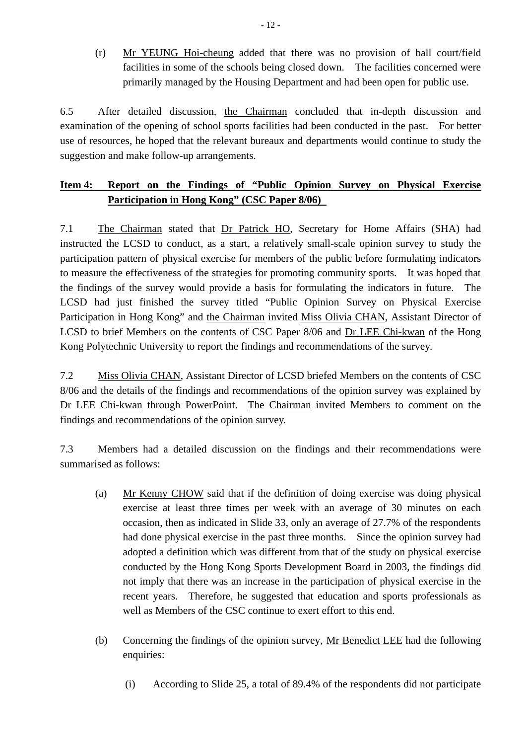(r) Mr YEUNG Hoi-cheung added that there was no provision of ball court/field facilities in some of the schools being closed down. The facilities concerned were primarily managed by the Housing Department and had been open for public use.

6.5 After detailed discussion, the Chairman concluded that in-depth discussion and examination of the opening of school sports facilities had been conducted in the past. For better use of resources, he hoped that the relevant bureaux and departments would continue to study the suggestion and make follow-up arrangements.

**Item 4: Report on the Findings of "Public Opinion Survey on Physical Exercise Participation in Hong Kong" (CSC Paper 8/06)**

7.1 The Chairman stated that Dr Patrick HO, Secretary for Home Affairs (SHA) had instructed the LCSD to conduct, as a start, a relatively small-scale opinion survey to study the participation pattern of physical exercise for members of the public before formulating indicators to measure the effectiveness of the strategies for promoting community sports. It was hoped that the findings of the survey would provide a basis for formulating the indicators in future. The LCSD had just finished the survey titled "Public Opinion Survey on Physical Exercise Participation in Hong Kong" and the Chairman invited Miss Olivia CHAN, Assistant Director of LCSD to brief Members on the contents of CSC Paper 8/06 and Dr LEE Chi-kwan of the Hong Kong Polytechnic University to report the findings and recommendations of the survey.

7.2 Miss Olivia CHAN, Assistant Director of LCSD briefed Members on the contents of CSC 8/06 and the details of the findings and recommendations of the opinion survey was explained by Dr LEE Chi-kwan through PowerPoint. The Chairman invited Members to comment on the findings and recommendations of the opinion survey.

7.3 Members had a detailed discussion on the findings and their recommendations were summarised as follows:

(a) Mr Kenny CHOW said that if the definition of doing exercise was doing physical exercise at least three times per week with an average of 30 minutes on each occasion, then as indicated in Slide 33, only an average of 27.7% of the respondents had done physical exercise in the past three months. Since the opinion survey had adopted a definition which was different from that of the study on physical exercise conducted by the Hong Kong Sports Development Board in 2003, the findings did not imply that there was an increase in the participation of physical exercise in the recent years. Therefore, he suggested that education and sports professionals as well as Members of the CSC continue to exert effort to this end.

(b) Concerning the findings of the opinion survey, Mr Benedict LEE had the following enquiries:

(i) According to Slide 25, a total of 89.4% of the respondents did not participate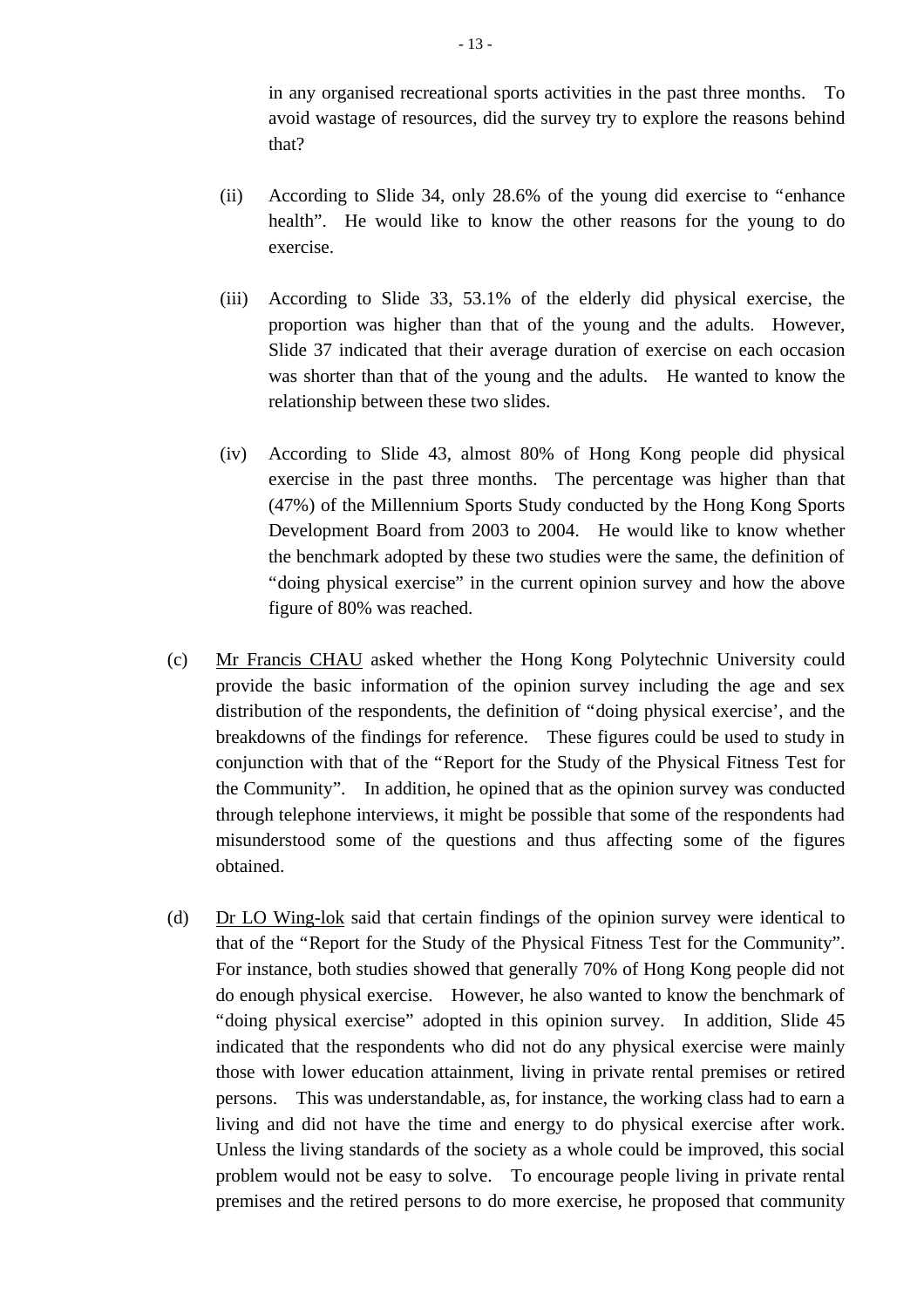in any organised recreational sports activities in the past three months. To avoid wastage of resources, did the survey try to explore the reasons behind that?

(ii) According to Slide 34, only 28.6% of the young did exercise to "enhance health". He would like to know the other reasons for the young to do exercise.

(iii) According to Slide 33, 53.1% of the elderly did physical exercise, the proportion was higher than that of the young and the adults. However, Slide 37 indicated that their average duration of exercise on each occasion was shorter than that of the young and the adults. He wanted to know the relationship between these two slides.

(iv) According to Slide 43, almost 80% of Hong Kong people did physical exercise in the past three months. The percentage was higher than that (47%) of the Millennium Sports Study conducted by the Hong Kong Sports Development Board from 2003 to 2004. He would like to know whether the benchmark adopted by these two studies were the same, the definition of "doing physical exercise" in the current opinion survey and how the above figure of 80% was reached.

(c) Mr Francis CHAU asked whether the Hong Kong Polytechnic University could provide the basic information of the opinion survey including the age and sex distribution of the respondents, the definition of "doing physical exercise', and the breakdowns of the findings for reference. These figures could be used to study in conjunction with that of the "Report for the Study of the Physical Fitness Test for the Community". In addition, he opined that as the opinion survey was conducted through telephone interviews, it might be possible that some of the respondents had misunderstood some of the questions and thus affecting some of the figures obtained.

(d) Dr LO Wing-lok said that certain findings of the opinion survey were identical to that of the "Report for the Study of the Physical Fitness Test for the Community". For instance, both studies showed that generally 70% of Hong Kong people did not do enough physical exercise. However, he also wanted to know the benchmark of "doing physical exercise" adopted in this opinion survey. In addition, Slide 45 indicated that the respondents who did not do any physical exercise were mainly those with lower education attainment, living in private rental premises or retired persons. This was understandable, as, for instance, the working class had to earn a living and did not have the time and energy to do physical exercise after work. Unless the living standards of the society as a whole could be improved, this social problem would not be easy to solve. To encourage people living in private rental premises and the retired persons to do more exercise, he proposed that community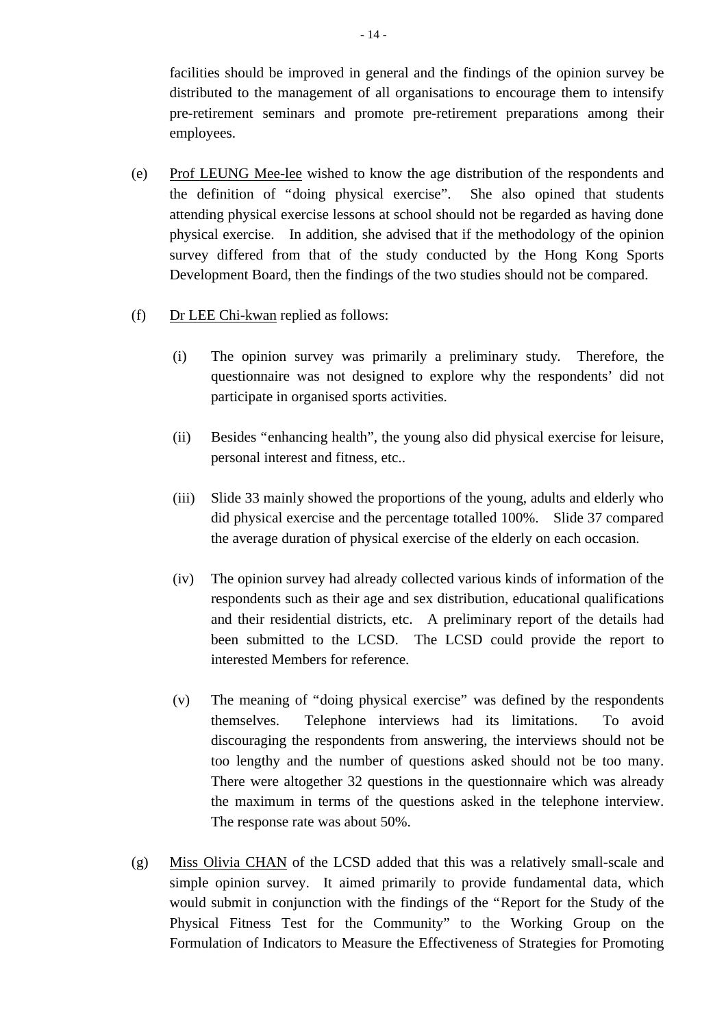facilities should be improved in general and the findings of the opinion survey be distributed to the management of all organisations to encourage them to intensify pre-retirement seminars and promote pre-retirement preparations among their employees.

(e) Prof LEUNG Mee-lee wished to know the age distribution of the respondents and the definition of "doing physical exercise". She also opined that students attending physical exercise lessons at school should not be regarded as having done physical exercise. In addition, she advised that if the methodology of the opinion survey differed from that of the study conducted by the Hong Kong Sports Development Board, then the findings of the two studies should not be compared.

(f) Dr LEE Chi-kwan replied as follows:

   (i) The opinion survey was primarily a preliminary study. Therefore, the questionnaire was not designed to explore why the respondents' did not participate in organised sports activities.

   (ii) Besides "enhancing health", the young also did physical exercise for leisure, personal interest and fitness, etc..

   (iii) Slide 33 mainly showed the proportions of the young, adults and elderly who did physical exercise and the percentage totalled 100%. Slide 37 compared the average duration of physical exercise of the elderly on each occasion.

   (iv) The opinion survey had already collected various kinds of information of the respondents such as their age and sex distribution, educational qualifications and their residential districts, etc. A preliminary report of the details had been submitted to the LCSD. The LCSD could provide the report to interested Members for reference.

   (v) The meaning of "doing physical exercise" was defined by the respondents themselves. Telephone interviews had its limitations. To avoid discouraging the respondents from answering, the interviews should not be too lengthy and the number of questions asked should not be too many. There were altogether 32 questions in the questionnaire which was already the maximum in terms of the questions asked in the telephone interview. The response rate was about 50%.

(g) Miss Olivia CHAN of the LCSD added that this was a relatively small-scale and simple opinion survey. It aimed primarily to provide fundamental data, which would submit in conjunction with the findings of the "Report for the Study of the Physical Fitness Test for the Community" to the Working Group on the Formulation of Indicators to Measure the Effectiveness of Strategies for Promoting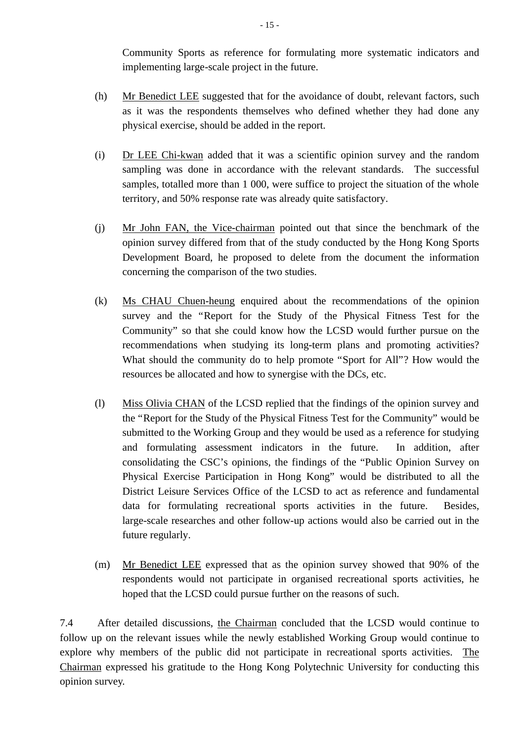Community Sports as reference for formulating more systematic indicators and implementing large-scale project in the future.

(h) Mr Benedict LEE suggested that for the avoidance of doubt, relevant factors, such as it was the respondents themselves who defined whether they had done any physical exercise, should be added in the report.

(i) Dr LEE Chi-kwan added that it was a scientific opinion survey and the random sampling was done in accordance with the relevant standards. The successful samples, totalled more than 1 000, were suffice to project the situation of the whole territory, and 50% response rate was already quite satisfactory.

(j) Mr John FAN, the Vice-chairman pointed out that since the benchmark of the opinion survey differed from that of the study conducted by the Hong Kong Sports Development Board, he proposed to delete from the document the information concerning the comparison of the two studies.

(k) Ms CHAU Chuen-heung enquired about the recommendations of the opinion survey and the "Report for the Study of the Physical Fitness Test for the Community" so that she could know how the LCSD would further pursue on the recommendations when studying its long-term plans and promoting activities? What should the community do to help promote "Sport for All"? How would the resources be allocated and how to synergise with the DCs, etc.

(l) Miss Olivia CHAN of the LCSD replied that the findings of the opinion survey and the "Report for the Study of the Physical Fitness Test for the Community" would be submitted to the Working Group and they would be used as a reference for studying and formulating assessment indicators in the future. In addition, after consolidating the CSC's opinions, the findings of the "Public Opinion Survey on Physical Exercise Participation in Hong Kong" would be distributed to all the District Leisure Services Office of the LCSD to act as reference and fundamental data for formulating recreational sports activities in the future. Besides, large-scale researches and other follow-up actions would also be carried out in the future regularly.

(m) Mr Benedict LEE expressed that as the opinion survey showed that 90% of the respondents would not participate in organised recreational sports activities, he hoped that the LCSD could pursue further on the reasons of such.

7.4 After detailed discussions, the Chairman concluded that the LCSD would continue to follow up on the relevant issues while the newly established Working Group would continue to explore why members of the public did not participate in recreational sports activities. The Chairman expressed his gratitude to the Hong Kong Polytechnic University for conducting this opinion survey.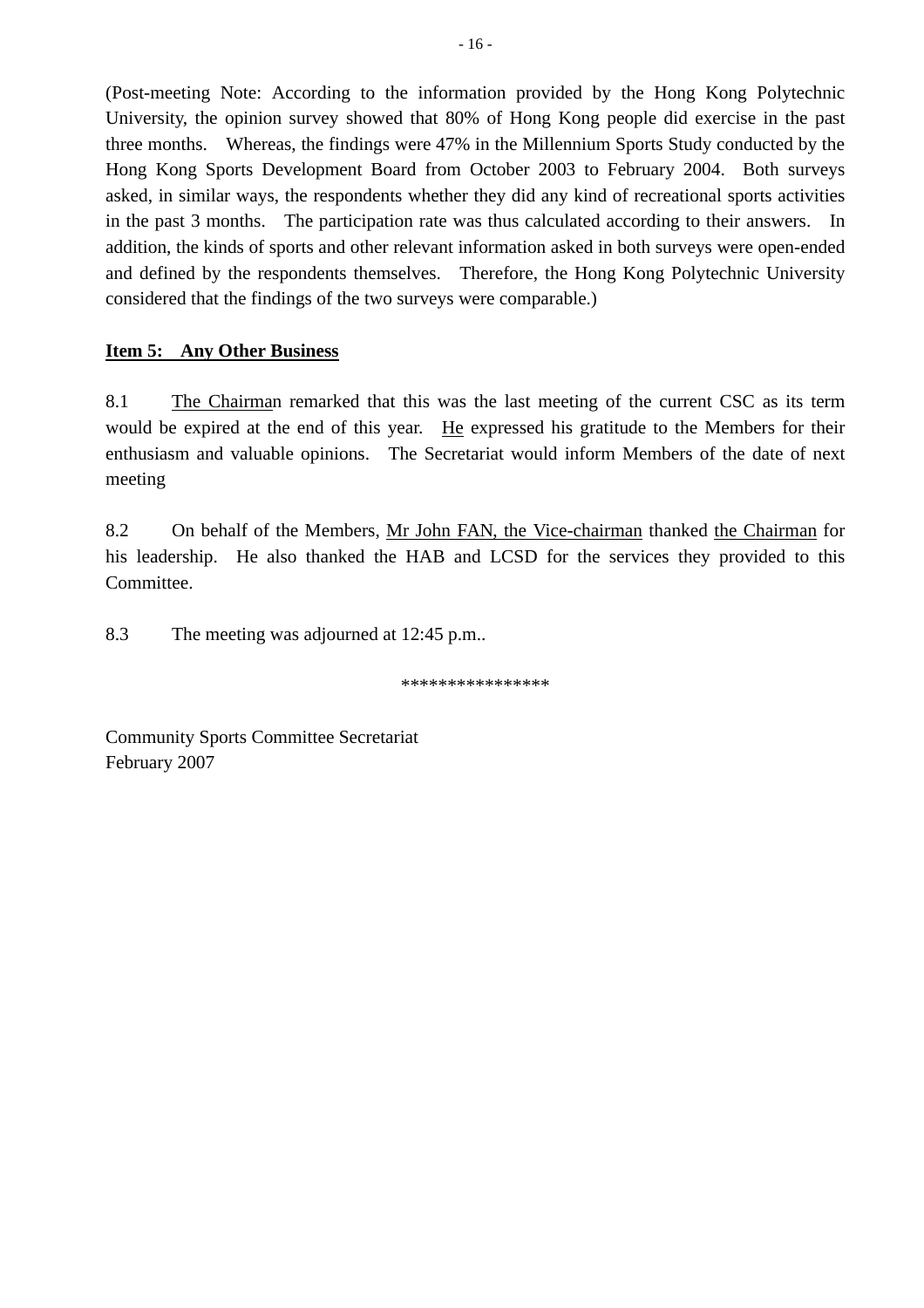(Post-meeting Note: According to the information provided by the Hong Kong Polytechnic University, the opinion survey showed that 80% of Hong Kong people did exercise in the past three months. Whereas, the findings were 47% in the Millennium Sports Study conducted by the Hong Kong Sports Development Board from October 2003 to February 2004. Both surveys asked, in similar ways, the respondents whether they did any kind of recreational sports activities in the past 3 months. The participation rate was thus calculated according to their answers. In addition, the kinds of sports and other relevant information asked in both surveys were open-ended and defined by the respondents themselves. Therefore, the Hong Kong Polytechnic University considered that the findings of the two surveys were comparable.)

**Item 5: Any Other Business**

8.1 The Chairman remarked that this was the last meeting of the current CSC as its term would be expired at the end of this year. He expressed his gratitude to the Members for their enthusiasm and valuable opinions. The Secretariat would inform Members of the date of next meeting

8.2 On behalf of the Members, Mr John FAN, the Vice-chairman thanked the Chairman for his leadership. He also thanked the HAB and LCSD for the services they provided to this Committee.

8.3 The meeting was adjourned at 12:45 p.m..

***************

Community Sports Committee Secretariat
February 2007